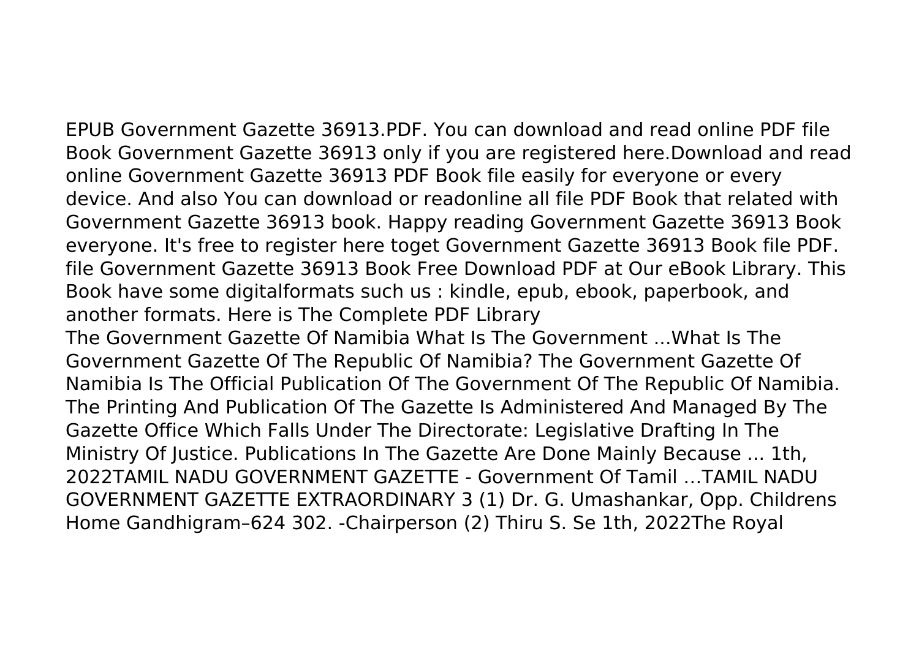EPUB Government Gazette 36913.PDF. You can download and read online PDF file Book Government Gazette 36913 only if you are registered here.Download and read online Government Gazette 36913 PDF Book file easily for everyone or every device. And also You can download or readonline all file PDF Book that related with Government Gazette 36913 book. Happy reading Government Gazette 36913 Book everyone. It's free to register here toget Government Gazette 36913 Book file PDF. file Government Gazette 36913 Book Free Download PDF at Our eBook Library. This Book have some digitalformats such us : kindle, epub, ebook, paperbook, and another formats. Here is The Complete PDF Library

The Government Gazette Of Namibia What Is The Government ...What Is The Government Gazette Of The Republic Of Namibia? The Government Gazette Of Namibia Is The Official Publication Of The Government Of The Republic Of Namibia. The Printing And Publication Of The Gazette Is Administered And Managed By The Gazette Office Which Falls Under The Directorate: Legislative Drafting In The Ministry Of Justice. Publications In The Gazette Are Done Mainly Because ... 1th, 2022TAMIL NADU GOVERNMENT GAZETTE - Government Of Tamil …TAMIL NADU GOVERNMENT GAZETTE EXTRAORDINARY 3 (1) Dr. G. Umashankar, Opp. Childrens Home Gandhigram–624 302. -Chairperson (2) Thiru S. Se 1th, 2022The Royal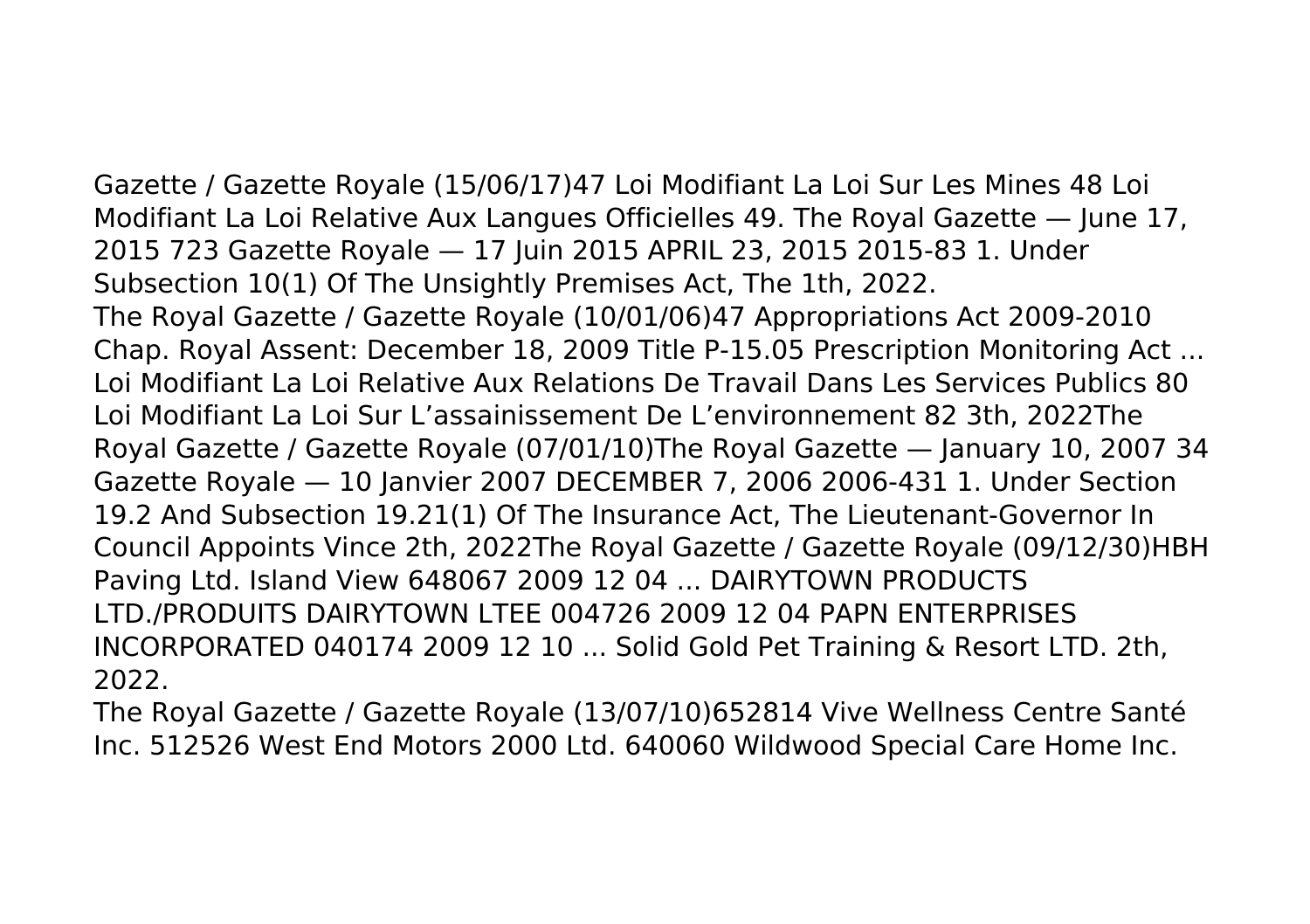Gazette / Gazette Royale (15/06/17)47 Loi Modifiant La Loi Sur Les Mines 48 Loi Modifiant La Loi Relative Aux Langues Officielles 49. The Royal Gazette — June 17, 2015 723 Gazette Royale — 17 Juin 2015 APRIL 23, 2015 2015-83 1. Under Subsection 10(1) Of The Unsightly Premises Act, The 1th, 2022.

The Royal Gazette / Gazette Royale (10/01/06)47 Appropriations Act 2009-2010 Chap. Royal Assent: December 18, 2009 Title P-15.05 Prescription Monitoring Act ... Loi Modifiant La Loi Relative Aux Relations De Travail Dans Les Services Publics 80 Loi Modifiant La Loi Sur L'assainissement De L'environnement 82 3th, 2022The Royal Gazette / Gazette Royale (07/01/10)The Royal Gazette — January 10, 2007 34 Gazette Royale — 10 Janvier 2007 DECEMBER 7, 2006 2006-431 1. Under Section 19.2 And Subsection 19.21(1) Of The Insurance Act, The Lieutenant-Governor In Council Appoints Vince 2th, 2022The Royal Gazette / Gazette Royale (09/12/30)HBH Paving Ltd. Island View 648067 2009 12 04 ... DAIRYTOWN PRODUCTS LTD./PRODUITS DAIRYTOWN LTEE 004726 2009 12 04 PAPN ENTERPRISES INCORPORATED 040174 2009 12 10 ... Solid Gold Pet Training & Resort LTD. 2th, 2022.

The Royal Gazette / Gazette Royale (13/07/10)652814 Vive Wellness Centre Santé Inc. 512526 West End Motors 2000 Ltd. 640060 Wildwood Special Care Home Inc.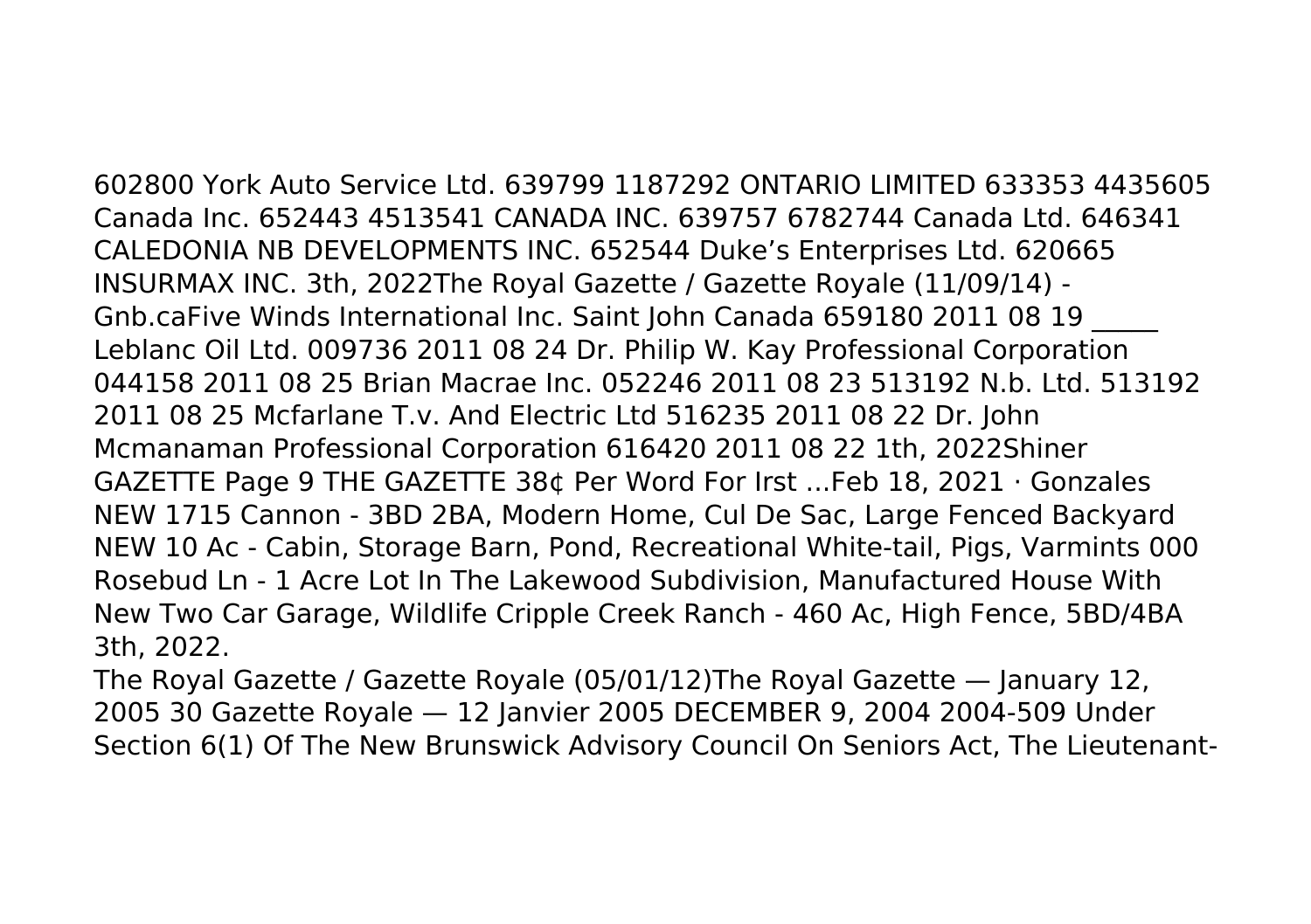602800 York Auto Service Ltd. 639799 1187292 ONTARIO LIMITED 633353 4435605 Canada Inc. 652443 4513541 CANADA INC. 639757 6782744 Canada Ltd. 646341 CALEDONIA NB DEVELOPMENTS INC. 652544 Duke's Enterprises Ltd. 620665 INSURMAX INC. 3th, 2022The Royal Gazette / Gazette Royale (11/09/14) - Gnb.caFive Winds International Inc. Saint John Canada 659180 2011 08 19 _____ Leblanc Oil Ltd. 009736 2011 08 24 Dr. Philip W. Kay Professional Corporation 044158 2011 08 25 Brian Macrae Inc. 052246 2011 08 23 513192 N.b. Ltd. 513192 2011 08 25 Mcfarlane T.v. And Electric Ltd 516235 2011 08 22 Dr. John Mcmanaman Professional Corporation 616420 2011 08 22 1th, 2022Shiner GAZETTE Page 9 THE GAZETTE 38¢ Per Word For Irst ...Feb 18, 2021 · Gonzales NEW 1715 Cannon - 3BD 2BA, Modern Home, Cul De Sac, Large Fenced Backyard NEW 10 Ac - Cabin, Storage Barn, Pond, Recreational White-tail, Pigs, Varmints 000 Rosebud Ln - 1 Acre Lot In The Lakewood Subdivision, Manufactured House With New Two Car Garage, Wildlife Cripple Creek Ranch - 460 Ac, High Fence, 5BD/4BA 3th, 2022.

The Royal Gazette / Gazette Royale (05/01/12)The Royal Gazette — January 12, 2005 30 Gazette Royale — 12 Janvier 2005 DECEMBER 9, 2004 2004-509 Under Section 6(1) Of The New Brunswick Advisory Council On Seniors Act, The Lieutenant-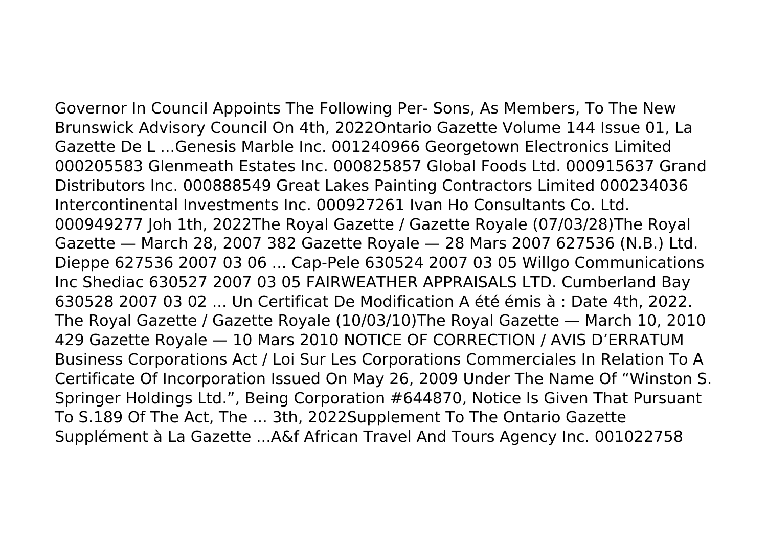Governor In Council Appoints The Following Per- Sons, As Members, To The New Brunswick Advisory Council On 4th, 2022Ontario Gazette Volume 144 Issue 01, La Gazette De L ...Genesis Marble Inc. 001240966 Georgetown Electronics Limited 000205583 Glenmeath Estates Inc. 000825857 Global Foods Ltd. 000915637 Grand Distributors Inc. 000888549 Great Lakes Painting Contractors Limited 000234036 Intercontinental Investments Inc. 000927261 Ivan Ho Consultants Co. Ltd. 000949277 Joh 1th, 2022The Royal Gazette / Gazette Royale (07/03/28)The Royal Gazette — March 28, 2007 382 Gazette Royale — 28 Mars 2007 627536 (N.B.) Ltd. Dieppe 627536 2007 03 06 ... Cap-Pele 630524 2007 03 05 Willgo Communications Inc Shediac 630527 2007 03 05 FAIRWEATHER APPRAISALS LTD. Cumberland Bay 630528 2007 03 02 ... Un Certificat De Modification A été émis à : Date 4th, 2022. The Royal Gazette / Gazette Royale (10/03/10)The Royal Gazette — March 10, 2010 429 Gazette Royale — 10 Mars 2010 NOTICE OF CORRECTION / AVIS D'ERRATUM Business Corporations Act / Loi Sur Les Corporations Commerciales In Relation To A Certificate Of Incorporation Issued On May 26, 2009 Under The Name Of "Winston S. Springer Holdings Ltd.", Being Corporation #644870, Notice Is Given That Pursuant To S.189 Of The Act, The ... 3th, 2022Supplement To The Ontario Gazette Supplément à La Gazette ...A&f African Travel And Tours Agency Inc. 001022758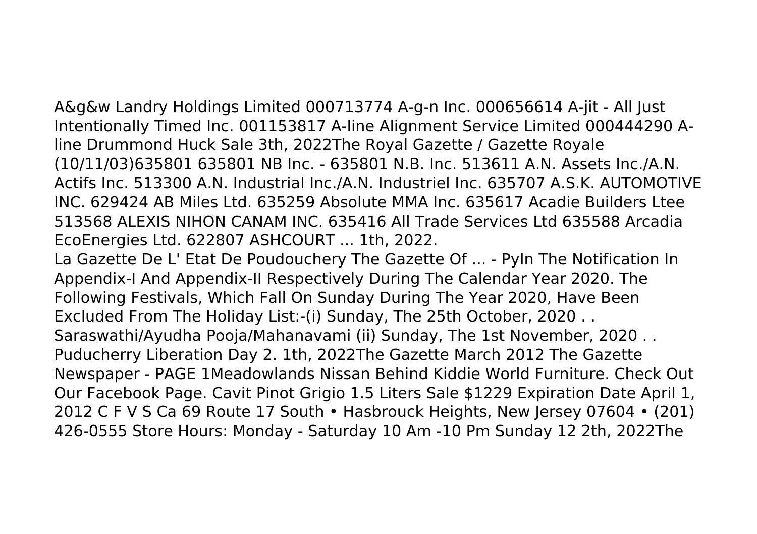A&g&w Landry Holdings Limited 000713774 A-g-n Inc. 000656614 A-jit - All Just Intentionally Timed Inc. 001153817 A-line Alignment Service Limited 000444290 A-line Drummond Huck Sale 3th, 2022The Royal Gazette / Gazette Royale (10/11/03)635801 635801 NB Inc. - 635801 N.B. Inc. 513611 A.N. Assets Inc./A.N. Actifs Inc. 513300 A.N. Industrial Inc./A.N. Industriel Inc. 635707 A.S.K. AUTOMOTIVE INC. 629424 AB Miles Ltd. 635259 Absolute MMA Inc. 635617 Acadie Builders Ltee 513568 ALEXIS NIHON CANAM INC. 635416 All Trade Services Ltd 635588 Arcadia EcoEnergies Ltd. 622807 ASHCOURT ... 1th, 2022.

La Gazette De L' Etat De Poudouchery The Gazette Of ... - PyIn The Notification In Appendix-I And Appendix-II Respectively During The Calendar Year 2020. The Following Festivals, Which Fall On Sunday During The Year 2020, Have Been Excluded From The Holiday List:-(i) Sunday, The 25th October, 2020 . . Saraswathi/Ayudha Pooja/Mahanavami (ii) Sunday, The 1st November, 2020 . . Puducherry Liberation Day 2. 1th, 2022The Gazette March 2012 The Gazette Newspaper - PAGE 1Meadowlands Nissan Behind Kiddie World Furniture. Check Out Our Facebook Page. Cavit Pinot Grigio 1.5 Liters Sale $1229 Expiration Date April 1, 2012 C F V S Ca 69 Route 17 South • Hasbrouck Heights, New Jersey 07604 • (201) 426-0555 Store Hours: Monday - Saturday 10 Am -10 Pm Sunday 12 2th, 2022The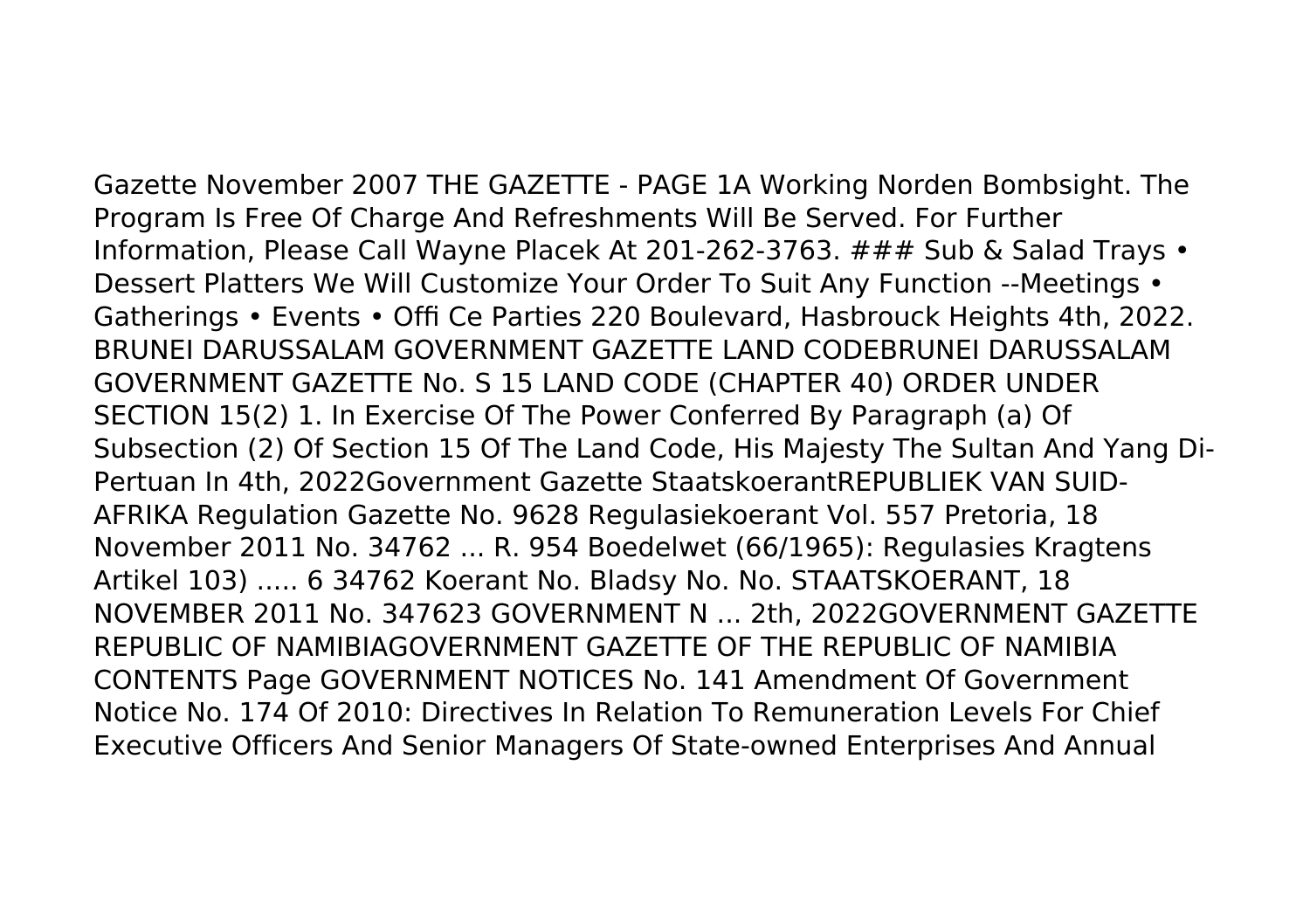Gazette November 2007 THE GAZETTE - PAGE 1A Working Norden Bombsight. The Program Is Free Of Charge And Refreshments Will Be Served. For Further Information, Please Call Wayne Placek At 201-262-3763. ### Sub & Salad Trays • Dessert Platters We Will Customize Your Order To Suit Any Function --Meetings • Gatherings • Events • Offi Ce Parties 220 Boulevard, Hasbrouck Heights 4th, 2022. BRUNEI DARUSSALAM GOVERNMENT GAZETTE LAND CODEBRUNEI DARUSSALAM GOVERNMENT GAZETTE No. S 15 LAND CODE (CHAPTER 40) ORDER UNDER SECTION 15(2) 1. In Exercise Of The Power Conferred By Paragraph (a) Of Subsection (2) Of Section 15 Of The Land Code, His Majesty The Sultan And Yang Di-Pertuan In 4th, 2022Government Gazette StaatskoerantREPUBLIEK VAN SUID-AFRIKA Regulation Gazette No. 9628 Regulasiekoerant Vol. 557 Pretoria, 18 November 2011 No. 34762 ... R. 954 Boedelwet (66/1965): Regulasies Kragtens Artikel 103) ..... 6 34762 Koerant No. Bladsy No. No. STAATSKOERANT, 18 NOVEMBER 2011 No. 347623 GOVERNMENT N ... 2th, 2022GOVERNMENT GAZETTE REPUBLIC OF NAMIBIAGOVERNMENT GAZETTE OF THE REPUBLIC OF NAMIBIA CONTENTS Page GOVERNMENT NOTICES No. 141 Amendment Of Government Notice No. 174 Of 2010: Directives In Relation To Remuneration Levels For Chief Executive Officers And Senior Managers Of State-owned Enterprises And Annual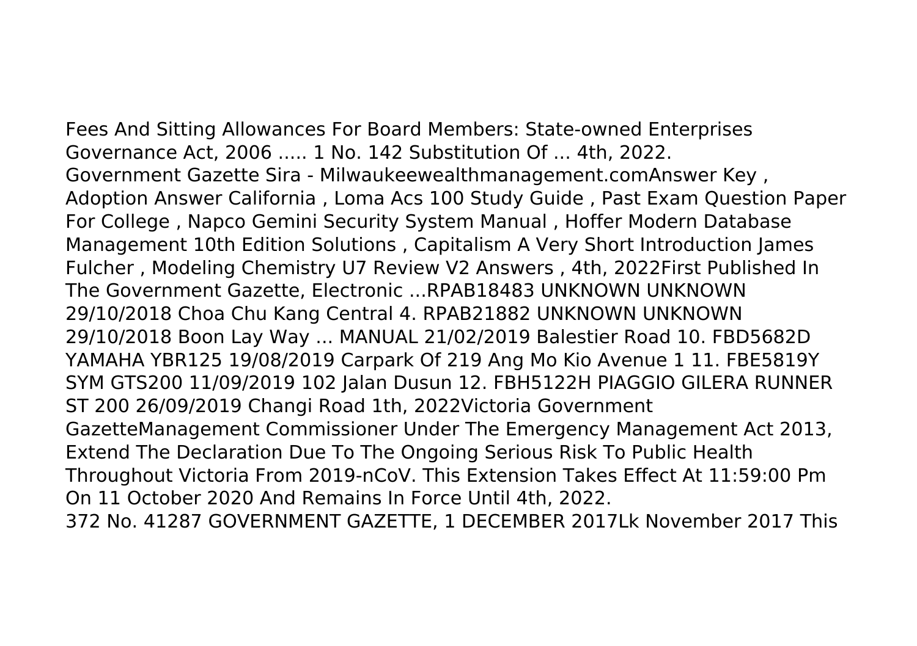Fees And Sitting Allowances For Board Members: State-owned Enterprises Governance Act, 2006 ..... 1 No. 142 Substitution Of ... 4th, 2022.

Government Gazette Sira - Milwaukeewealthmanagement.comAnswer Key , Adoption Answer California , Loma Acs 100 Study Guide , Past Exam Question Paper For College , Napco Gemini Security System Manual , Hoffer Modern Database Management 10th Edition Solutions , Capitalism A Very Short Introduction James Fulcher , Modeling Chemistry U7 Review V2 Answers , 4th, 2022First Published In The Government Gazette, Electronic ...RPAB18483 UNKNOWN UNKNOWN 29/10/2018 Choa Chu Kang Central 4. RPAB21882 UNKNOWN UNKNOWN 29/10/2018 Boon Lay Way ... MANUAL 21/02/2019 Balestier Road 10. FBD5682D YAMAHA YBR125 19/08/2019 Carpark Of 219 Ang Mo Kio Avenue 1 11. FBE5819Y SYM GTS200 11/09/2019 102 Jalan Dusun 12. FBH5122H PIAGGIO GILERA RUNNER ST 200 26/09/2019 Changi Road 1th, 2022Victoria Government GazetteManagement Commissioner Under The Emergency Management Act 2013, Extend The Declaration Due To The Ongoing Serious Risk To Public Health Throughout Victoria From 2019-nCoV. This Extension Takes Effect At 11:59:00 Pm On 11 October 2020 And Remains In Force Until 4th, 2022.

372 No. 41287 GOVERNMENT GAZETTE, 1 DECEMBER 2017Lk November 2017 This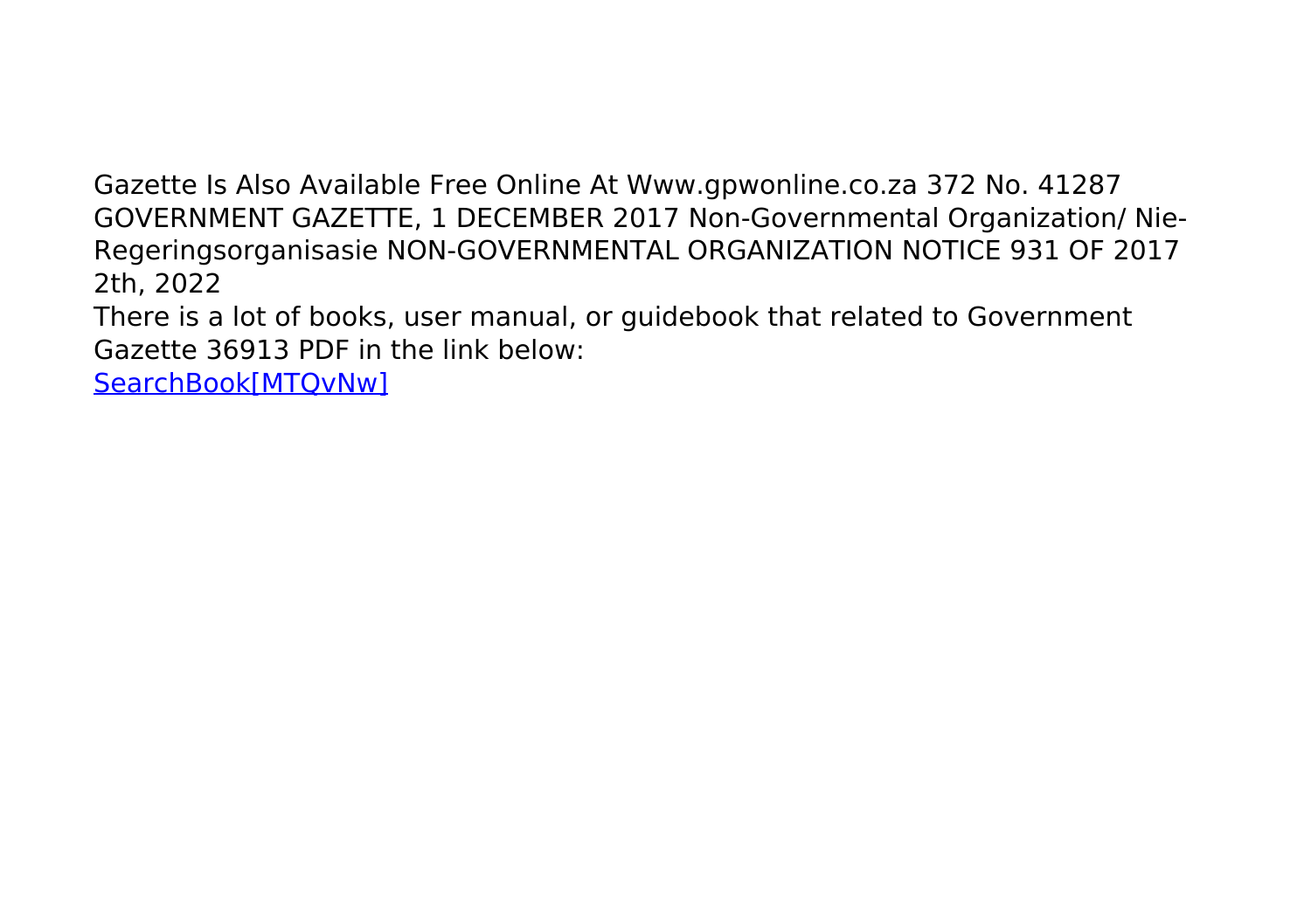Gazette Is Also Available Free Online At Www.gpwonline.co.za 372 No. 41287 GOVERNMENT GAZETTE, 1 DECEMBER 2017 Non-Governmental Organization/ Nie-Regeringsorganisasie NON-GOVERNMENTAL ORGANIZATION NOTICE 931 OF 2017 2th, 2022

There is a lot of books, user manual, or guidebook that related to Government Gazette 36913 PDF in the link below:

SearchBook[MTQvNw]